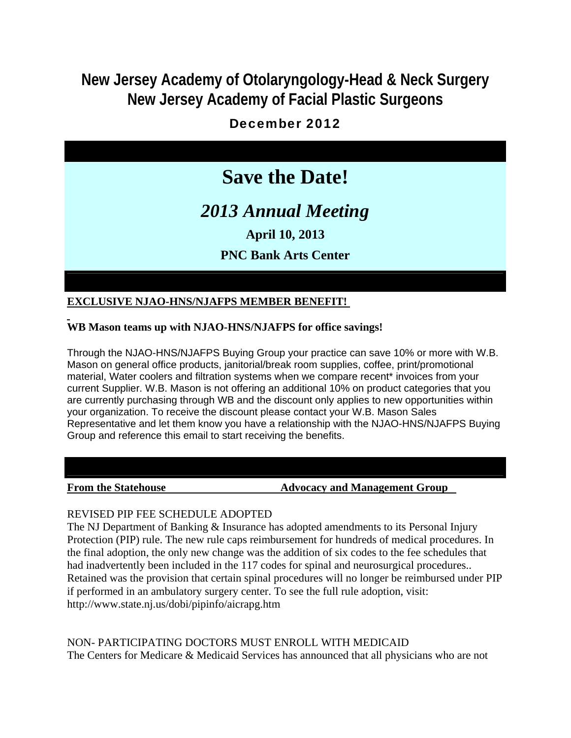# New Jersey Academy of Otolaryngology-Head & Neck Surgery
# New Jersey Academy of Facial Plastic Surgeons

## December 2012

## Save the Date!

### *2013 Annual Meeting*

**April 10, 2013**

**PNC Bank Arts Center**

**EXCLUSIVE NJAO-HNS/NJAFPS MEMBER BENEFIT!**

**WB Mason teams up with NJAO-HNS/NJAFPS for office savings!**

Through the NJAO-HNS/NJAFPS Buying Group your practice can save 10% or more with W.B. Mason on general office products, janitorial/break room supplies, coffee, print/promotional material, Water coolers and filtration systems when we compare recent* invoices from your current Supplier. W.B. Mason is not offering an additional 10% on product categories that you are currently purchasing through WB and the discount only applies to new opportunities within your organization. To receive the discount please contact your W.B. Mason Sales Representative and let them know you have a relationship with the NJAO-HNS/NJAFPS Buying Group and reference this email to start receiving the benefits.

**From the Statehouse** **Advocacy and Management Group**

REVISED PIP FEE SCHEDULE ADOPTED

The NJ Department of Banking & Insurance has adopted amendments to its Personal Injury Protection (PIP) rule. The new rule caps reimbursement for hundreds of medical procedures. In the final adoption, the only new change was the addition of six codes to the fee schedules that had inadvertently been included in the 117 codes for spinal and neurosurgical procedures.. Retained was the provision that certain spinal procedures will no longer be reimbursed under PIP if performed in an ambulatory surgery center. To see the full rule adoption, visit: http://www.state.nj.us/dobi/pipinfo/aicrapg.htm

NON- PARTICIPATING DOCTORS MUST ENROLL WITH MEDICAID

The Centers for Medicare & Medicaid Services has announced that all physicians who are not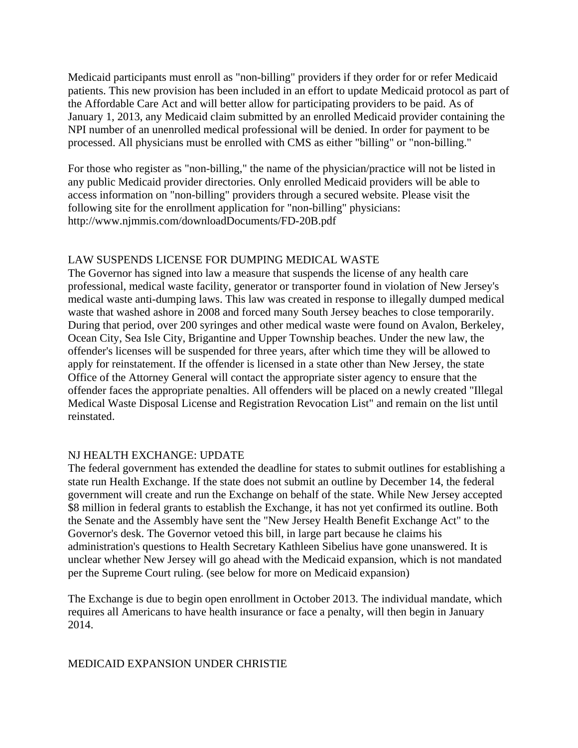Medicaid participants must enroll as "non-billing" providers if they order for or refer Medicaid patients. This new provision has been included in an effort to update Medicaid protocol as part of the Affordable Care Act and will better allow for participating providers to be paid. As of January 1, 2013, any Medicaid claim submitted by an enrolled Medicaid provider containing the NPI number of an unenrolled medical professional will be denied. In order for payment to be processed. All physicians must be enrolled with CMS as either "billing" or "non-billing."

For those who register as "non-billing," the name of the physician/practice will not be listed in any public Medicaid provider directories. Only enrolled Medicaid providers will be able to access information on "non-billing" providers through a secured website. Please visit the following site for the enrollment application for "non-billing" physicians: http://www.njmmis.com/downloadDocuments/FD-20B.pdf

## LAW SUSPENDS LICENSE FOR DUMPING MEDICAL WASTE

The Governor has signed into law a measure that suspends the license of any health care professional, medical waste facility, generator or transporter found in violation of New Jersey's medical waste anti-dumping laws. This law was created in response to illegally dumped medical waste that washed ashore in 2008 and forced many South Jersey beaches to close temporarily. During that period, over 200 syringes and other medical waste were found on Avalon, Berkeley, Ocean City, Sea Isle City, Brigantine and Upper Township beaches. Under the new law, the offender's licenses will be suspended for three years, after which time they will be allowed to apply for reinstatement. If the offender is licensed in a state other than New Jersey, the state Office of the Attorney General will contact the appropriate sister agency to ensure that the offender faces the appropriate penalties. All offenders will be placed on a newly created "Illegal Medical Waste Disposal License and Registration Revocation List" and remain on the list until reinstated.

## NJ HEALTH EXCHANGE: UPDATE

The federal government has extended the deadline for states to submit outlines for establishing a state run Health Exchange. If the state does not submit an outline by December 14, the federal government will create and run the Exchange on behalf of the state. While New Jersey accepted $8 million in federal grants to establish the Exchange, it has not yet confirmed its outline. Both the Senate and the Assembly have sent the "New Jersey Health Benefit Exchange Act" to the Governor's desk. The Governor vetoed this bill, in large part because he claims his administration's questions to Health Secretary Kathleen Sibelius have gone unanswered. It is unclear whether New Jersey will go ahead with the Medicaid expansion, which is not mandated per the Supreme Court ruling. (see below for more on Medicaid expansion)

The Exchange is due to begin open enrollment in October 2013. The individual mandate, which requires all Americans to have health insurance or face a penalty, will then begin in January 2014.

## MEDICAID EXPANSION UNDER CHRISTIE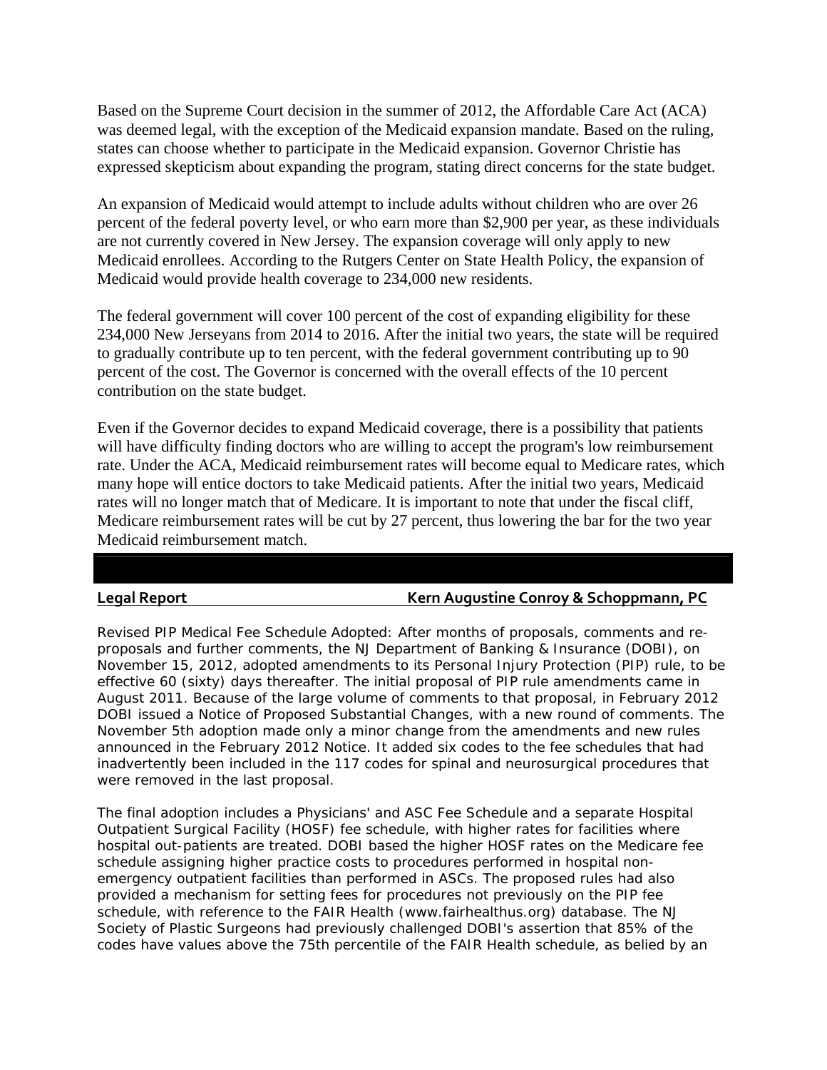Based on the Supreme Court decision in the summer of 2012, the Affordable Care Act (ACA) was deemed legal, with the exception of the Medicaid expansion mandate. Based on the ruling, states can choose whether to participate in the Medicaid expansion. Governor Christie has expressed skepticism about expanding the program, stating direct concerns for the state budget.

An expansion of Medicaid would attempt to include adults without children who are over 26 percent of the federal poverty level, or who earn more than $2,900 per year, as these individuals are not currently covered in New Jersey. The expansion coverage will only apply to new Medicaid enrollees. According to the Rutgers Center on State Health Policy, the expansion of Medicaid would provide health coverage to 234,000 new residents.

The federal government will cover 100 percent of the cost of expanding eligibility for these 234,000 New Jerseyans from 2014 to 2016. After the initial two years, the state will be required to gradually contribute up to ten percent, with the federal government contributing up to 90 percent of the cost. The Governor is concerned with the overall effects of the 10 percent contribution on the state budget.

Even if the Governor decides to expand Medicaid coverage, there is a possibility that patients will have difficulty finding doctors who are willing to accept the program's low reimbursement rate. Under the ACA, Medicaid reimbursement rates will become equal to Medicare rates, which many hope will entice doctors to take Medicaid patients. After the initial two years, Medicaid rates will no longer match that of Medicare. It is important to note that under the fiscal cliff, Medicare reimbursement rates will be cut by 27 percent, thus lowering the bar for the two year Medicaid reimbursement match.

## Legal Report — Kern Augustine Conroy & Schoppmann, PC

Revised PIP Medical Fee Schedule Adopted: After months of proposals, comments and re-proposals and further comments, the NJ Department of Banking & Insurance (DOBI), on November 15, 2012, adopted amendments to its Personal Injury Protection (PIP) rule, to be effective 60 (sixty) days thereafter. The initial proposal of PIP rule amendments came in August 2011. Because of the large volume of comments to that proposal, in February 2012 DOBI issued a Notice of Proposed Substantial Changes, with a new round of comments. The November 5th adoption made only a minor change from the amendments and new rules announced in the February 2012 Notice. It added six codes to the fee schedules that had inadvertently been included in the 117 codes for spinal and neurosurgical procedures that were removed in the last proposal.

The final adoption includes a Physicians' and ASC Fee Schedule and a separate Hospital Outpatient Surgical Facility (HOSF) fee schedule, with higher rates for facilities where hospital out-patients are treated. DOBI based the higher HOSF rates on the Medicare fee schedule assigning higher practice costs to procedures performed in hospital non-emergency outpatient facilities than performed in ASCs. The proposed rules had also provided a mechanism for setting fees for procedures not previously on the PIP fee schedule, with reference to the FAIR Health (www.fairhealthus.org) database. The NJ Society of Plastic Surgeons had previously challenged DOBI's assertion that 85% of the codes have values above the 75th percentile of the FAIR Health schedule, as belied by an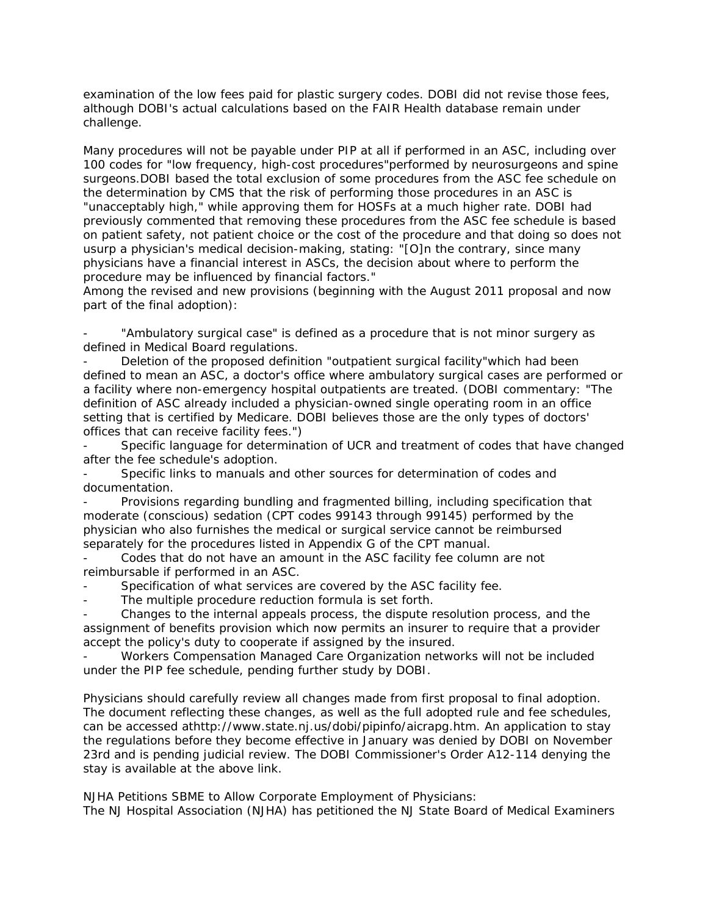examination of the low fees paid for plastic surgery codes. DOBI did not revise those fees, although DOBI's actual calculations based on the FAIR Health database remain under challenge.

Many procedures will not be payable under PIP at all if performed in an ASC, including over 100 codes for "low frequency, high-cost procedures"performed by neurosurgeons and spine surgeons.DOBI based the total exclusion of some procedures from the ASC fee schedule on the determination by CMS that the risk of performing those procedures in an ASC is "unacceptably high," while approving them for HOSFs at a much higher rate. DOBI had previously commented that removing these procedures from the ASC fee schedule is based on patient safety, not patient choice or the cost of the procedure and that doing so does not usurp a physician's medical decision-making, stating: "[O]n the contrary, since many physicians have a financial interest in ASCs, the decision about where to perform the procedure may be influenced by financial factors."

Among the revised and new provisions (beginning with the August 2011 proposal and now part of the final adoption):

- "Ambulatory surgical case" is defined as a procedure that is not minor surgery as defined in Medical Board regulations.
- Deletion of the proposed definition "outpatient surgical facility"which had been defined to mean an ASC, a doctor's office where ambulatory surgical cases are performed or a facility where non-emergency hospital outpatients are treated. (DOBI commentary: "The definition of ASC already included a physician-owned single operating room in an office setting that is certified by Medicare. DOBI believes those are the only types of doctors' offices that can receive facility fees.")
- Specific language for determination of UCR and treatment of codes that have changed after the fee schedule's adoption.
- Specific links to manuals and other sources for determination of codes and documentation.
- Provisions regarding bundling and fragmented billing, including specification that moderate (conscious) sedation (CPT codes 99143 through 99145) performed by the physician who also furnishes the medical or surgical service cannot be reimbursed separately for the procedures listed in Appendix G of the CPT manual.
- Codes that do not have an amount in the ASC facility fee column are not reimbursable if performed in an ASC.
- Specification of what services are covered by the ASC facility fee.
- The multiple procedure reduction formula is set forth.
- Changes to the internal appeals process, the dispute resolution process, and the assignment of benefits provision which now permits an insurer to require that a provider accept the policy's duty to cooperate if assigned by the insured.
- Workers Compensation Managed Care Organization networks will not be included under the PIP fee schedule, pending further study by DOBI.

Physicians should carefully review all changes made from first proposal to final adoption. The document reflecting these changes, as well as the full adopted rule and fee schedules, can be accessed athttp://www.state.nj.us/dobi/pipinfo/aicrapg.htm. An application to stay the regulations before they become effective in January was denied by DOBI on November 23rd and is pending judicial review. The DOBI Commissioner's Order A12-114 denying the stay is available at the above link.

NJHA Petitions SBME to Allow Corporate Employment of Physicians:
The NJ Hospital Association (NJHA) has petitioned the NJ State Board of Medical Examiners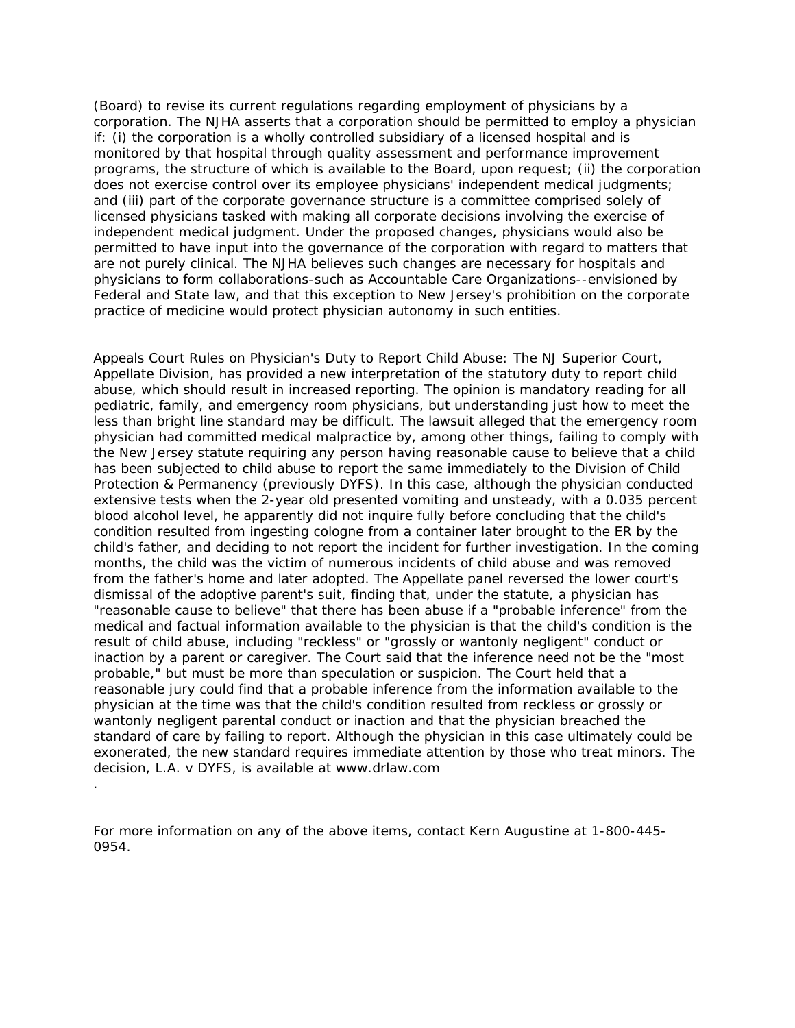(Board) to revise its current regulations regarding employment of physicians by a corporation. The NJHA asserts that a corporation should be permitted to employ a physician if: (i) the corporation is a wholly controlled subsidiary of a licensed hospital and is monitored by that hospital through quality assessment and performance improvement programs, the structure of which is available to the Board, upon request; (ii) the corporation does not exercise control over its employee physicians' independent medical judgments; and (iii) part of the corporate governance structure is a committee comprised solely of licensed physicians tasked with making all corporate decisions involving the exercise of independent medical judgment. Under the proposed changes, physicians would also be permitted to have input into the governance of the corporation with regard to matters that are not purely clinical. The NJHA believes such changes are necessary for hospitals and physicians to form collaborations-such as Accountable Care Organizations--envisioned by Federal and State law, and that this exception to New Jersey's prohibition on the corporate practice of medicine would protect physician autonomy in such entities.

Appeals Court Rules on Physician's Duty to Report Child Abuse: The NJ Superior Court, Appellate Division, has provided a new interpretation of the statutory duty to report child abuse, which should result in increased reporting. The opinion is mandatory reading for all pediatric, family, and emergency room physicians, but understanding just how to meet the less than bright line standard may be difficult. The lawsuit alleged that the emergency room physician had committed medical malpractice by, among other things, failing to comply with the New Jersey statute requiring any person having reasonable cause to believe that a child has been subjected to child abuse to report the same immediately to the Division of Child Protection & Permanency (previously DYFS). In this case, although the physician conducted extensive tests when the 2-year old presented vomiting and unsteady, with a 0.035 percent blood alcohol level, he apparently did not inquire fully before concluding that the child's condition resulted from ingesting cologne from a container later brought to the ER by the child's father, and deciding to not report the incident for further investigation. In the coming months, the child was the victim of numerous incidents of child abuse and was removed from the father's home and later adopted. The Appellate panel reversed the lower court's dismissal of the adoptive parent's suit, finding that, under the statute, a physician has "reasonable cause to believe" that there has been abuse if a "probable inference" from the medical and factual information available to the physician is that the child's condition is the result of child abuse, including "reckless" or "grossly or wantonly negligent" conduct or inaction by a parent or caregiver. The Court said that the inference need not be the "most probable," but must be more than speculation or suspicion. The Court held that a reasonable jury could find that a probable inference from the information available to the physician at the time was that the child's condition resulted from reckless or grossly or wantonly negligent parental conduct or inaction and that the physician breached the standard of care by failing to report. Although the physician in this case ultimately could be exonerated, the new standard requires immediate attention by those who treat minors. The decision, L.A. v DYFS, is available at www.drlaw.com
.

For more information on any of the above items, contact Kern Augustine at 1-800-445-0954.